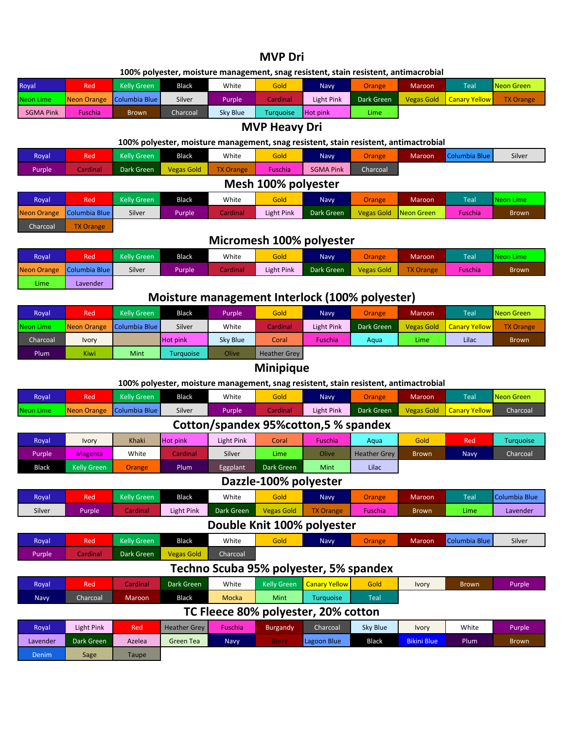# MVP Dri

**100% polyester, moisture management, snag resistent, stain resistent, antimacrobial**

| | | | | | | | | | | |
|---|---|---|---|---|---|---|---|---|---|---|
| Royal | Red | Kelly Green | Black | White | Gold | Navy | Orange | Maroon | Teal | Neon Green |
| Neon Lime | Neon Orange | Columbia Blue | Silver | Purple | Cardinal | Light Pink | Dark Green | Vegas Gold | Canary Yellow | TX Orange |
| SGMA Pink | Fuschia | Brown | Charcoal | Sky Blue | Turquoise | Hot pink | Lime | | | |

# MVP Heavy Dri

**100% polyester, moisture management, snag resistent, stain resistent, antimactrobial**

| | | | | | | | | | | |
|---|---|---|---|---|---|---|---|---|---|---|
| Royal | Red | Kelly Green | Black | White | Gold | Navy | Orange | Maroon | Columbia Blue | Silver |
| Purple | Cardinal | Dark Green | Vegas Gold | TX Orange | Fuschia | SGMA Pink | Charcoal | | | |

# Mesh 100% polyester

| | | | | | | | | | | |
|---|---|---|---|---|---|---|---|---|---|---|
| Royal | Red | Kelly Green | Black | White | Gold | Navy | Orange | Maroon | Teal | Neon Lime |
| Neon Orange | Columbia Blue | Silver | Purple | Cardinal | Light Pink | Dark Green | Vegas Gold | Neon Green | Fuschia | Brown |
| Charcoal | TX Orange | | | | | | | | | |

# Micromesh 100% polyester

| | | | | | | | | | | |
|---|---|---|---|---|---|---|---|---|---|---|
| Royal | Red | Kelly Green | Black | White | Gold | Navy | Orange | Maroon | Teal | Neon Lime |
| Neon Orange | Columbia Blue | Silver | Purple | Cardinal | Light Pink | Dark Green | Vegas Gold | TX Orange | Fuschia | Brown |
| Lime | Lavender | | | | | | | | | |

# Moisture management Interlock (100% polyester)

| | | | | | | | | | | |
|---|---|---|---|---|---|---|---|---|---|---|
| Royal | Red | Kelly Green | Black | Purple | Gold | Navy | Orange | Maroon | Teal | Neon Green |
| Neon Lime | Neon Orange | Columbia Blue | Silver | White | Cardinal | Light Pink | Dark Green | Vegas Gold | Canary Yellow | TX Orange |
| Charcoal | Ivory | | Hot pink | Sky Blue | Coral | Fuschia | Aqua | Lime | Lilac | Brown |
| Plum | Kiwi | Mint | Turquoise | Olive | Heather Grey | | | | | |

# Minipique

**100% polyester, moisture management, snag resistent, stain resistent, antimactrobial**

| | | | | | | | | | | |
|---|---|---|---|---|---|---|---|---|---|---|
| Royal | Red | Kelly Green | Black | White | Gold | Navy | Orange | Maroon | Teal | Neon Green |
| Neon Lime | Neon Orange | Columbia Blue | Silver | Purple | Cardinal | Light Pink | Dark Green | Vegas Gold | Canary Yellow | Charcoal |

# Cotton/spandex 95%cotton,5 % spandex

| | | | | | | | | | | |
|---|---|---|---|---|---|---|---|---|---|---|
| Royal | Ivory | Khaki | Hot pink | Light Pink | Coral | Fuschia | Aqua | Gold | Red | Turquoise |
| Purple | Magenta | White | Cardinal | Silver | Lime | Olive | Heather Grey | Brown | Navy | Charcoal |
| Black | Kelly Green | Orange | Plum | Eggplant | Dark Green | Mint | Lilac | | | |

# Dazzle-100% polyester

| | | | | | | | | | | |
|---|---|---|---|---|---|---|---|---|---|---|
| Royal | Red | Kelly Green | Black | White | Gold | Navy | Orange | Maroon | Teal | Columbia Blue |
| Silver | Purple | Cardinal | Light Pink | Dark Green | Vegas Gold | TX Orange | Fuschia | Brown | Lime | Lavender |

# Double Knit 100% polyester

| | | | | | | | | | | |
|---|---|---|---|---|---|---|---|---|---|---|
| Royal | Red | Kelly Green | Black | White | Gold | Navy | Orange | Maroon | Columbia Blue | Silver |
| Purple | Cardinal | Dark Green | Vegas Gold | Charcoal | | | | | | |

# Techno Scuba 95% polyester, 5% spandex

| | | | | | | | | | | |
|---|---|---|---|---|---|---|---|---|---|---|
| Royal | Red | Cardinal | Dark Green | White | Kelly Green | Canary Yellow | Gold | Ivory | Brown | Purple |
| Navy | Charcoal | Maroon | Black | Mocka | Mint | Turquoise | Teal | | | |

# TC Fleece 80% polyester, 20% cotton

| | | | | | | | | | | |
|---|---|---|---|---|---|---|---|---|---|---|
| Royal | Light Pink | Red | Heather Grey | Fuschia | Burgandy | Charcoal | Sky Blue | Ivory | White | Purple |
| Lavender | Dark Green | Azelea | Green Tea | Navy | Berry | Lagoon Blue | Black | Bikini Blue | Plum | Brown |
| Denim | Sage | Taupe | | | | | | | | |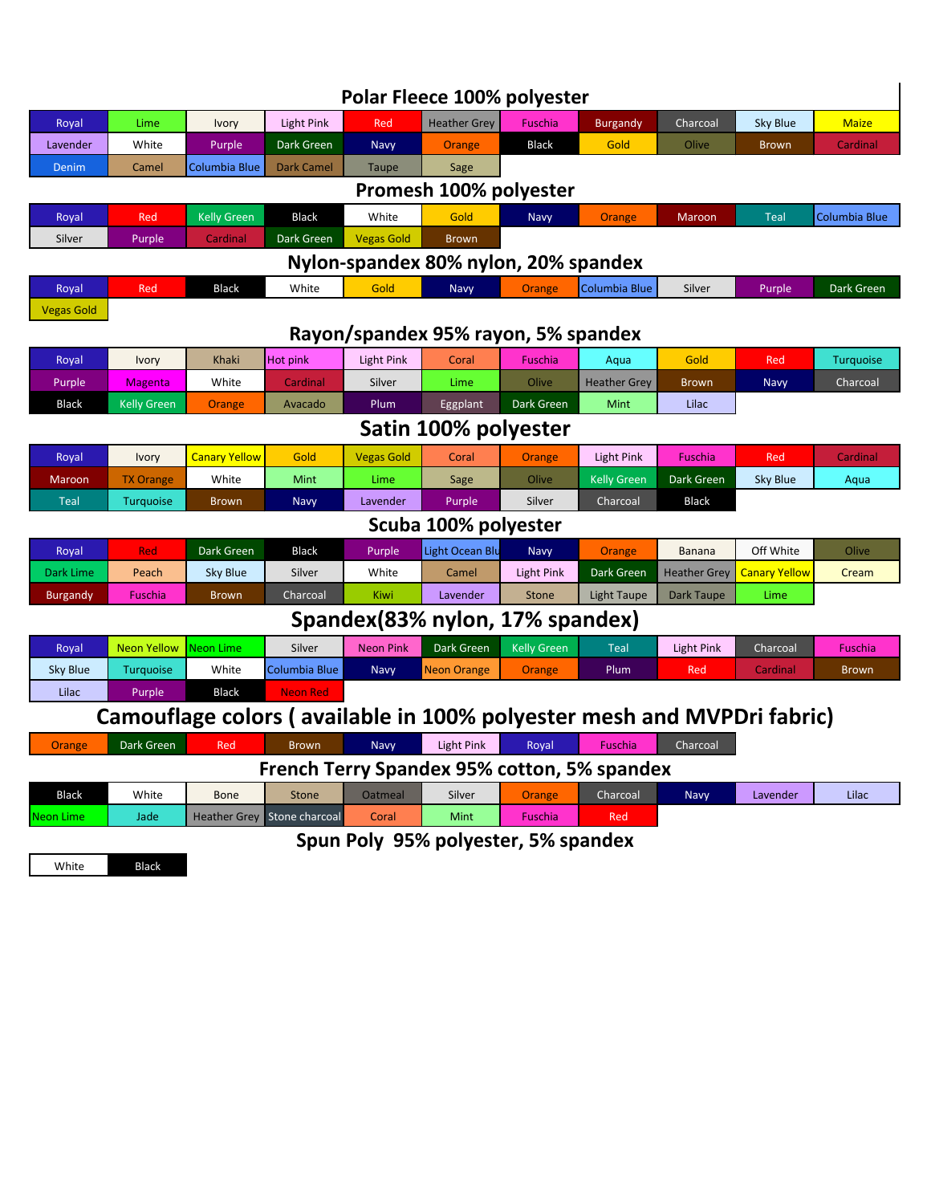## Polar Fleece 100% polyester

| | | | | | | | | | | |
|---|---|---|---|---|---|---|---|---|---|---|
| Royal | Lime | Ivory | Light Pink | Red | Heather Grey | Fuschia | Burgandy | Charcoal | Sky Blue | Maize |
| Lavender | White | Purple | Dark Green | Navy | Orange | Black | Gold | Olive | Brown | Cardinal |
| Denim | Camel | Columbia Blue | Dark Camel | Taupe | Sage | | | | | |

## Promesh 100% polyester

| | | | | | | | | | | |
|---|---|---|---|---|---|---|---|---|---|---|
| Royal | Red | Kelly Green | Black | White | Gold | Navy | Orange | Maroon | Teal | Columbia Blue |
| Silver | Purple | Cardinal | Dark Green | Vegas Gold | Brown | | | | | |

## Nylon-spandex 80% nylon, 20% spandex

| | | | | | | | | | | |
|---|---|---|---|---|---|---|---|---|---|---|
| Royal | Red | Black | White | Gold | Navy | Orange | Columbia Blue | Silver | Purple | Dark Green |
| Vegas Gold | | | | | | | | | | |

## Rayon/spandex 95% rayon, 5% spandex

| | | | | | | | | | | |
|---|---|---|---|---|---|---|---|---|---|---|
| Royal | Ivory | Khaki | Hot pink | Light Pink | Coral | Fuschia | Aqua | Gold | Red | Turquoise |
| Purple | Magenta | White | Cardinal | Silver | Lime | Olive | Heather Grey | Brown | Navy | Charcoal |
| Black | Kelly Green | Orange | Avacado | Plum | Eggplant | Dark Green | Mint | Lilac | | |

## Satin 100% polyester

| | | | | | | | | | | |
|---|---|---|---|---|---|---|---|---|---|---|
| Royal | Ivory | Canary Yellow | Gold | Vegas Gold | Coral | Orange | Light Pink | Fuschia | Red | Cardinal |
| Maroon | TX Orange | White | Mint | Lime | Sage | Olive | Kelly Green | Dark Green | Sky Blue | Aqua |
| Teal | Turquoise | Brown | Navy | Lavender | Purple | Silver | Charcoal | Black | | |

## Scuba 100% polyester

| | | | | | | | | | | |
|---|---|---|---|---|---|---|---|---|---|---|
| Royal | Red | Dark Green | Black | Purple | Light Ocean Blu | Navy | Orange | Banana | Off White | Olive |
| Dark Lime | Peach | Sky Blue | Silver | White | Camel | Light Pink | Dark Green | Heather Grey | Canary Yellow | Cream |
| Burgandy | Fuschia | Brown | Charcoal | Kiwi | Lavender | Stone | Light Taupe | Dark Taupe | Lime | |

## Spandex(83% nylon, 17% spandex)

| | | | | | | | | | | |
|---|---|---|---|---|---|---|---|---|---|---|
| Royal | Neon Yellow | Neon Lime | Silver | Neon Pink | Dark Green | Kelly Green | Teal | Light Pink | Charcoal | Fuschia |
| Sky Blue | Turquoise | White | Columbia Blue | Navy | Neon Orange | Orange | Plum | Red | Cardinal | Brown |
| Lilac | Purple | Black | Neon Red | | | | | | | |

## Camouflage colors ( available in 100% polyester mesh and MVPDri fabric)

| | | | | | | | | |
|---|---|---|---|---|---|---|---|---|
| Orange | Dark Green | Red | Brown | Navy | Light Pink | Royal | Fuschia | Charcoal |

## French Terry Spandex 95% cotton, 5% spandex

| | | | | | | | | | | |
|---|---|---|---|---|---|---|---|---|---|---|
| Black | White | Bone | Stone | Oatmeal | Silver | Orange | Charcoal | Navy | Lavender | Lilac |
| Neon Lime | Jade | Heather Grey | Stone charcoal | Coral | Mint | Fuschia | Red | | | |

## Spun Poly 95% polyester, 5% spandex

| | |
|---|---|
| White | Black |